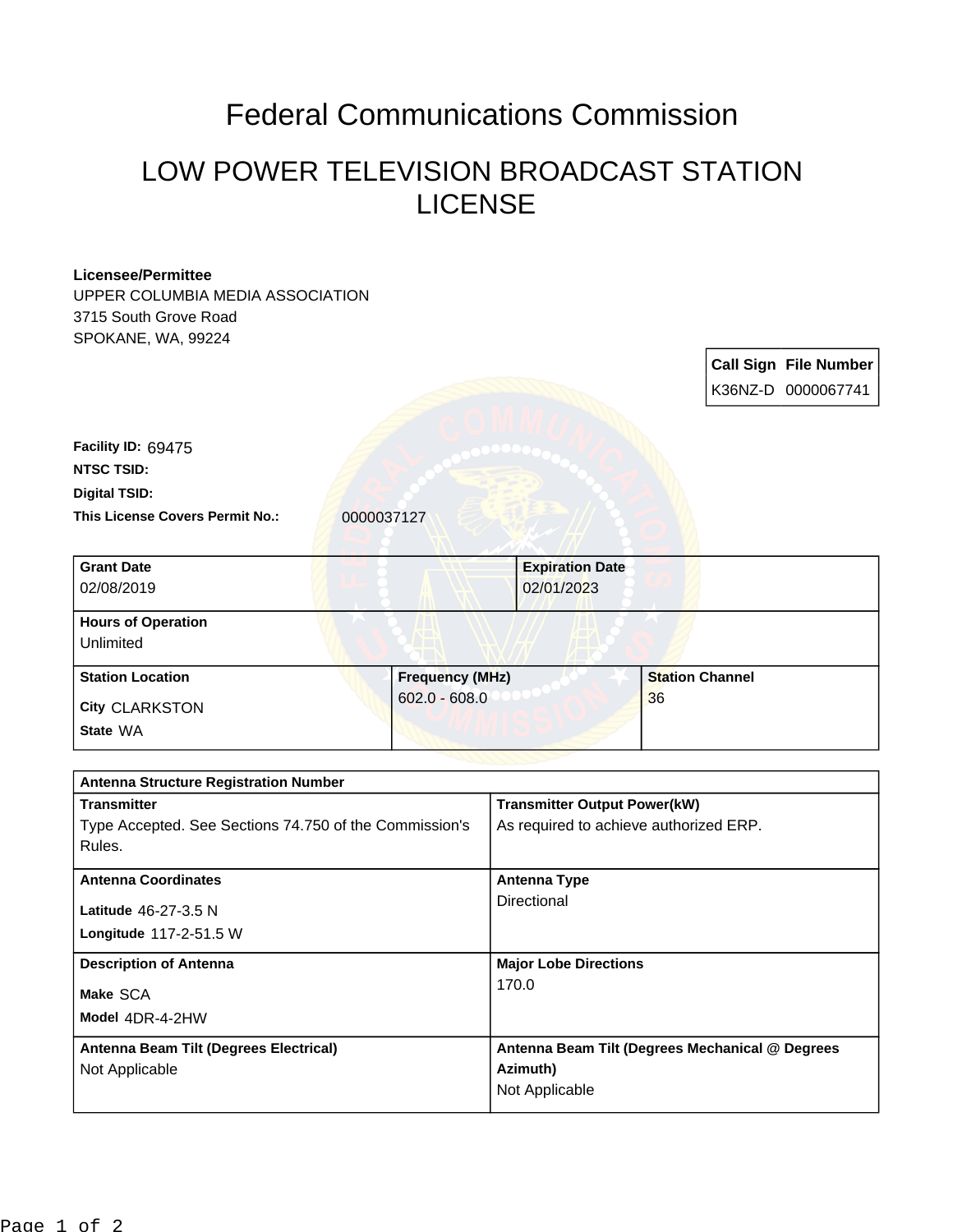# Federal Communications Commission

## LOW POWER TELEVISION BROADCAST STATION LICENSE

**Licensee/Permittee**
UPPER COLUMBIA MEDIA ASSOCIATION
3715 South Grove Road
SPOKANE, WA, 99224

| Call Sign | File Number |
|---|---|
| K36NZ-D | 0000067741 |

**Facility ID:** 69475

**NTSC TSID:**

**Digital TSID:**

**This License Covers Permit No.:** 0000037127

| Grant Date | Expiration Date |
|---|---|
| 02/08/2019 | 02/01/2023 |

| Hours of Operation |
|---|
| Unlimited |

| Station Location | Frequency (MHz) | Station Channel |
|---|---|---|
| City CLARKSTON<br>State WA | 602.0 - 608.0 | 36 |

| Antenna Structure Registration Number | |
|---|---|
| **Transmitter**<br>Type Accepted. See Sections 74.750 of the Commission's Rules. | **Transmitter Output Power(kW)**<br>As required to achieve authorized ERP. |
| **Antenna Coordinates**<br>Latitude 46-27-3.5 N<br>Longitude 117-2-51.5 W | **Antenna Type**<br>Directional |
| **Description of Antenna**<br>Make SCA<br>Model 4DR-4-2HW | **Major Lobe Directions**<br>170.0 |
| **Antenna Beam Tilt (Degrees Electrical)**<br>Not Applicable | **Antenna Beam Tilt (Degrees Mechanical @ Degrees Azimuth)**<br>Not Applicable |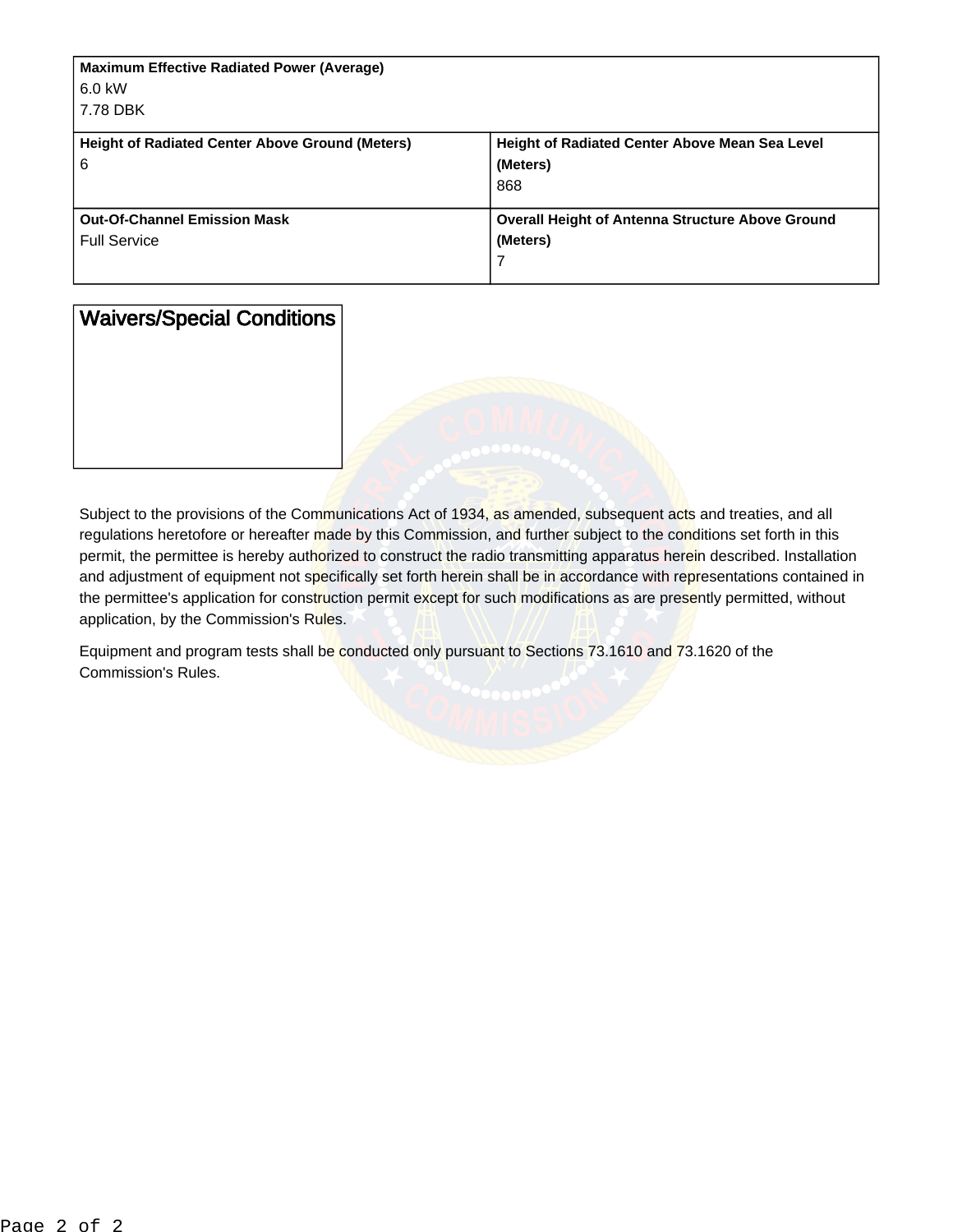| | |
|---|---|
| **Maximum Effective Radiated Power (Average)**<br>6.0 kW<br>7.78 DBK | |
| **Height of Radiated Center Above Ground (Meters)**<br>6 | **Height of Radiated Center Above Mean Sea Level (Meters)**<br>868 |
| **Out-Of-Channel Emission Mask**<br>Full Service | **Overall Height of Antenna Structure Above Ground (Meters)**<br>7 |

## Waivers/Special Conditions

Subject to the provisions of the Communications Act of 1934, as amended, subsequent acts and treaties, and all regulations heretofore or hereafter made by this Commission, and further subject to the conditions set forth in this permit, the permittee is hereby authorized to construct the radio transmitting apparatus herein described. Installation and adjustment of equipment not specifically set forth herein shall be in accordance with representations contained in the permittee's application for construction permit except for such modifications as are presently permitted, without application, by the Commission's Rules.

Equipment and program tests shall be conducted only pursuant to Sections 73.1610 and 73.1620 of the Commission's Rules.